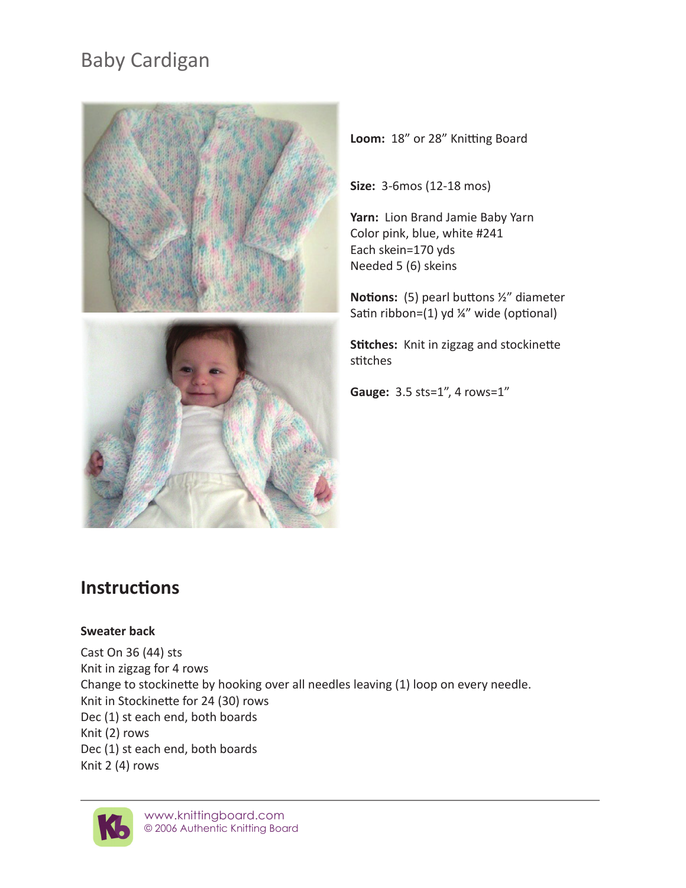# Baby Cardigan

**Loom:** 18" or 28" Knitting Board

**Size:** 3-6mos (12-18 mos)

**Yarn:** Lion Brand Jamie Baby Yarn
Color pink, blue, white #241
Each skein=170 yds
Needed 5 (6) skeins

**Notions:** (5) pearl buttons ½" diameter
Satin ribbon=(1) yd ¼" wide (optional)

**Stitches:** Knit in zigzag and stockinette stitches

**Gauge:** 3.5 sts=1", 4 rows=1"

## Instructions

### Sweater back

Cast On 36 (44) sts
Knit in zigzag for 4 rows
Change to stockinette by hooking over all needles leaving (1) loop on every needle.
Knit in Stockinette for 24 (30) rows
Dec (1) st each end, both boards
Knit (2) rows
Dec (1) st each end, both boards
Knit 2 (4) rows

www.knittingboard.com
© 2006 Authentic Knitting Board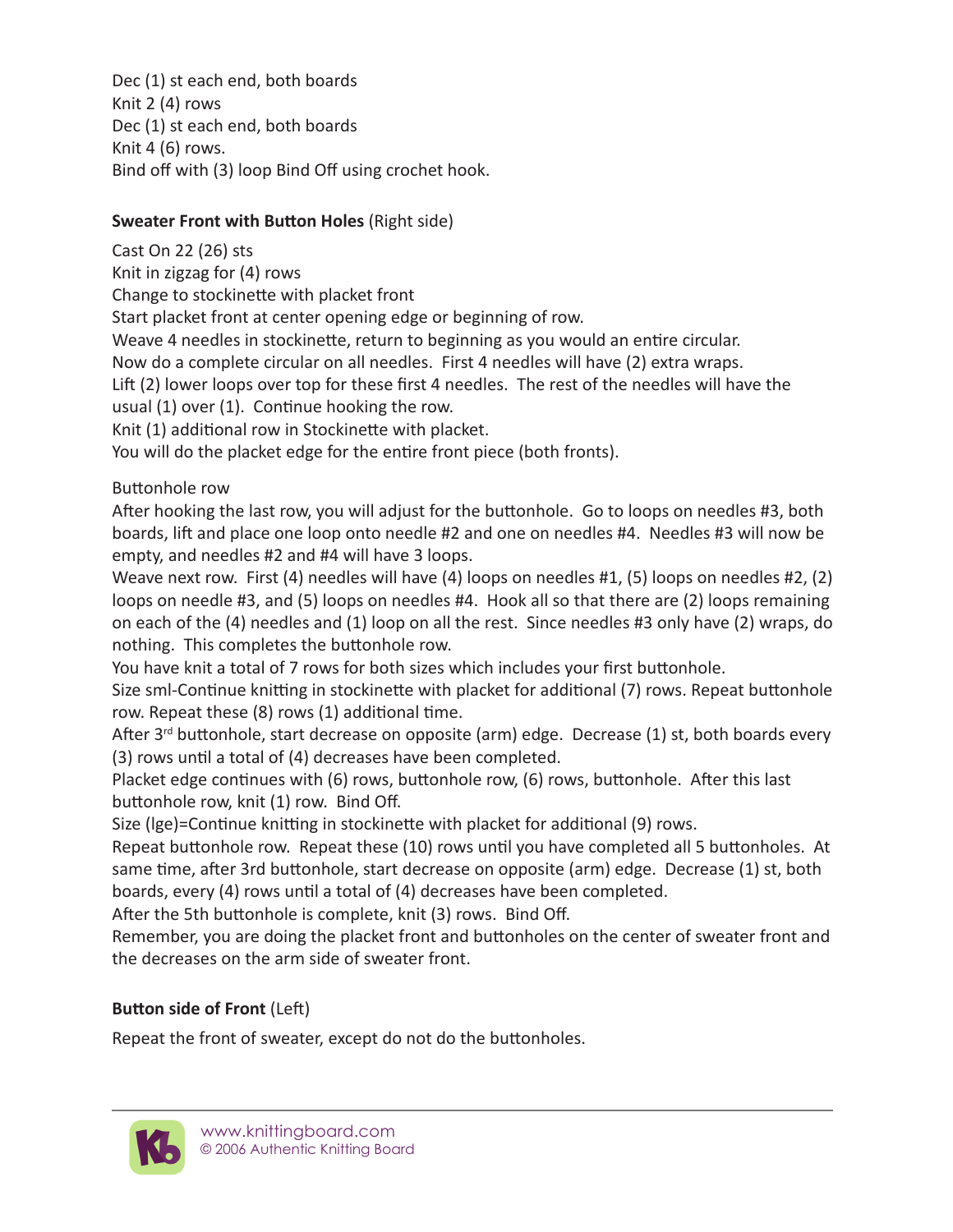Dec (1) st each end, both boards
Knit 2 (4) rows
Dec (1) st each end, both boards
Knit 4 (6) rows.
Bind off with (3) loop Bind Off using crochet hook.

**Sweater Front with Button Holes** (Right side)

Cast On 22 (26) sts
Knit in zigzag for (4) rows
Change to stockinette with placket front
Start placket front at center opening edge or beginning of row.
Weave 4 needles in stockinette, return to beginning as you would an entire circular.
Now do a complete circular on all needles. First 4 needles will have (2) extra wraps.
Lift (2) lower loops over top for these first 4 needles. The rest of the needles will have the usual (1) over (1). Continue hooking the row.
Knit (1) additional row in Stockinette with placket.
You will do the placket edge for the entire front piece (both fronts).

Buttonhole row
After hooking the last row, you will adjust for the buttonhole. Go to loops on needles #3, both boards, lift and place one loop onto needle #2 and one on needles #4. Needles #3 will now be empty, and needles #2 and #4 will have 3 loops.
Weave next row. First (4) needles will have (4) loops on needles #1, (5) loops on needles #2, (2) loops on needle #3, and (5) loops on needles #4. Hook all so that there are (2) loops remaining on each of the (4) needles and (1) loop on all the rest. Since needles #3 only have (2) wraps, do nothing. This completes the buttonhole row.
You have knit a total of 7 rows for both sizes which includes your first buttonhole.
Size sml-Continue knitting in stockinette with placket for additional (7) rows. Repeat buttonhole row. Repeat these (8) rows (1) additional time.
After 3rd buttonhole, start decrease on opposite (arm) edge. Decrease (1) st, both boards every (3) rows until a total of (4) decreases have been completed.
Placket edge continues with (6) rows, buttonhole row, (6) rows, buttonhole. After this last buttonhole row, knit (1) row. Bind Off.
Size (lge)=Continue knitting in stockinette with placket for additional (9) rows.
Repeat buttonhole row. Repeat these (10) rows until you have completed all 5 buttonholes. At same time, after 3rd buttonhole, start decrease on opposite (arm) edge. Decrease (1) st, both boards, every (4) rows until a total of (4) decreases have been completed.
After the 5th buttonhole is complete, knit (3) rows. Bind Off.
Remember, you are doing the placket front and buttonholes on the center of sweater front and the decreases on the arm side of sweater front.

**Button side of Front** (Left)

Repeat the front of sweater, except do not do the buttonholes.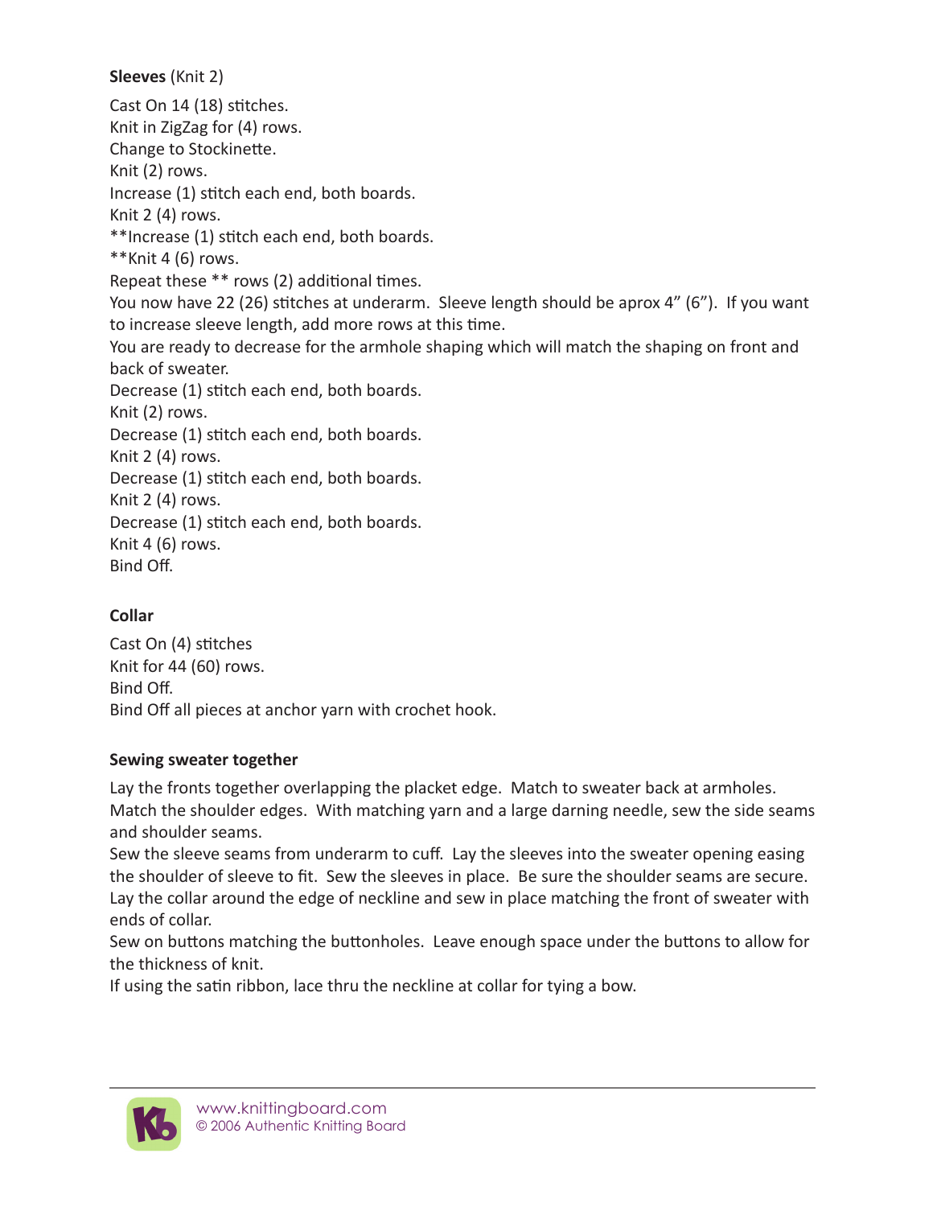**Sleeves** (Knit 2)

Cast On 14 (18) stitches.
Knit in ZigZag for (4) rows.
Change to Stockinette.
Knit (2) rows.
Increase (1) stitch each end, both boards.
Knit 2 (4) rows.
**Increase (1) stitch each end, both boards.
**Knit 4 (6) rows.
Repeat these ** rows (2) additional times.
You now have 22 (26) stitches at underarm. Sleeve length should be aprox 4" (6"). If you want to increase sleeve length, add more rows at this time.
You are ready to decrease for the armhole shaping which will match the shaping on front and back of sweater.
Decrease (1) stitch each end, both boards.
Knit (2) rows.
Decrease (1) stitch each end, both boards.
Knit 2 (4) rows.
Decrease (1) stitch each end, both boards.
Knit 2 (4) rows.
Decrease (1) stitch each end, both boards.
Knit 4 (6) rows.
Bind Off.

**Collar**

Cast On (4) stitches
Knit for 44 (60) rows.
Bind Off.
Bind Off all pieces at anchor yarn with crochet hook.

**Sewing sweater together**

Lay the fronts together overlapping the placket edge. Match to sweater back at armholes. Match the shoulder edges. With matching yarn and a large darning needle, sew the side seams and shoulder seams.
Sew the sleeve seams from underarm to cuff. Lay the sleeves into the sweater opening easing the shoulder of sleeve to fit. Sew the sleeves in place. Be sure the shoulder seams are secure.
Lay the collar around the edge of neckline and sew in place matching the front of sweater with ends of collar.
Sew on buttons matching the buttonholes. Leave enough space under the buttons to allow for the thickness of knit.
If using the satin ribbon, lace thru the neckline at collar for tying a bow.